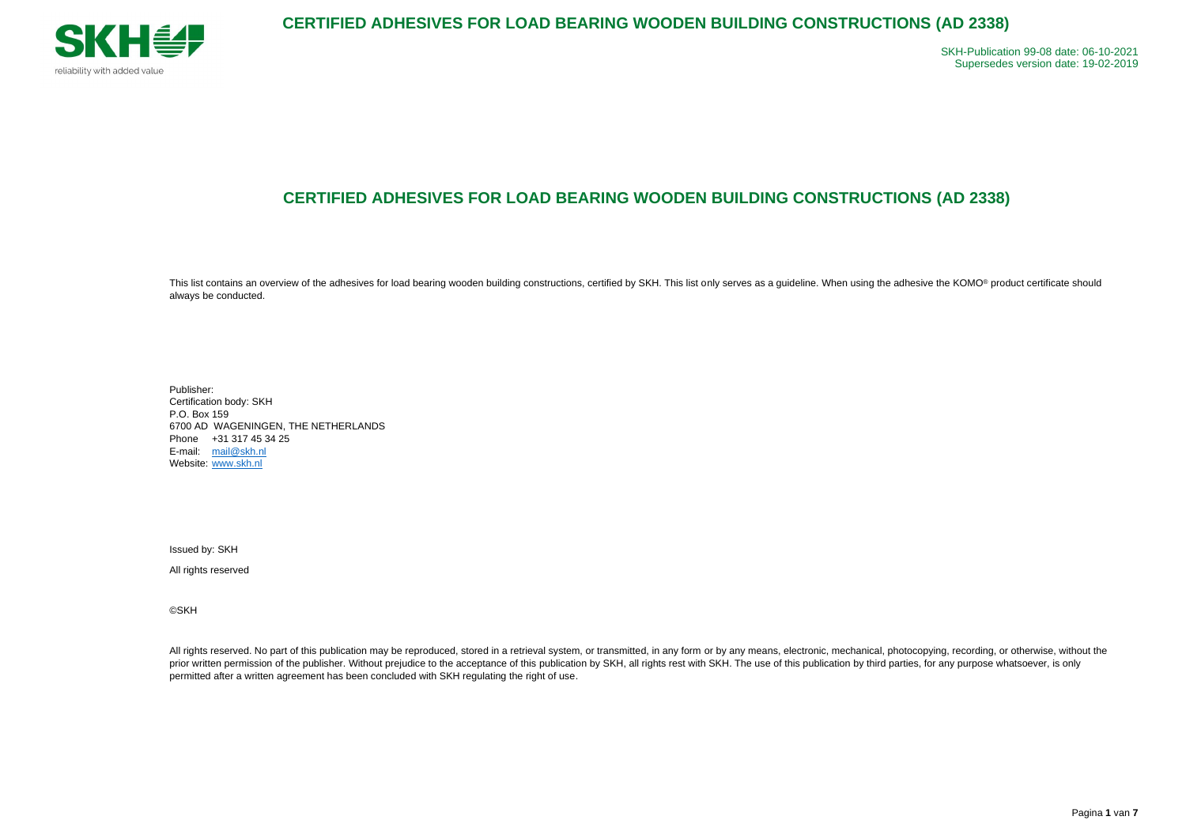# CERTIFIED ADHESIVES FOR LOAD BEARING WOODEN BUILDING CONSTRUCTIONS (AD 2338)

SKH-Publication 99-08 date: 06-10-2021
Supersedes version date: 19-02-2019

## CERTIFIED ADHESIVES FOR LOAD BEARING WOODEN BUILDING CONSTRUCTIONS (AD 2338)

This list contains an overview of the adhesives for load bearing wooden building constructions, certified by SKH. This list only serves as a guideline. When using the adhesive the KOMO® product certificate should always be conducted.

Publisher:
Certification body: SKH
P.O. Box 159
6700 AD WAGENINGEN, THE NETHERLANDS
Phone +31 317 45 34 25
E-mail: mail@skh.nl
Website: www.skh.nl

Issued by: SKH

All rights reserved

©SKH

All rights reserved. No part of this publication may be reproduced, stored in a retrieval system, or transmitted, in any form or by any means, electronic, mechanical, photocopying, recording, or otherwise, without the prior written permission of the publisher. Without prejudice to the acceptance of this publication by SKH, all rights rest with SKH. The use of this publication by third parties, for any purpose whatsoever, is only permitted after a written agreement has been concluded with SKH regulating the right of use.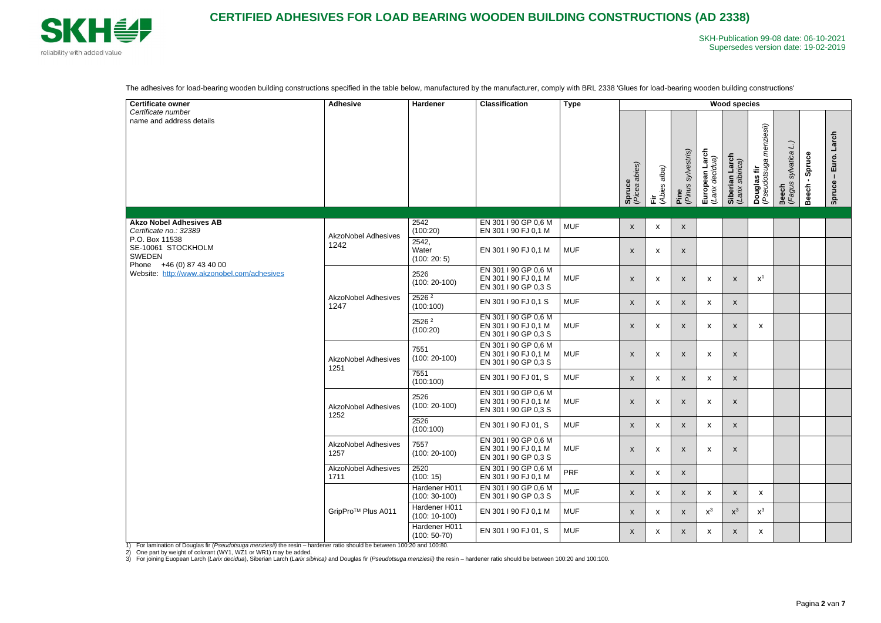# CERTIFIED ADHESIVES FOR LOAD BEARING WOODEN BUILDING CONSTRUCTIONS (AD 2338)

SKH-Publication 99-08 date: 06-10-2021
Supersedes version date: 19-02-2019

The adhesives for load-bearing wooden building constructions specified in the table below, manufactured by the manufacturer, comply with BRL 2338 'Glues for load-bearing wooden building constructions'

| Certificate owner<br>*Certificate number*<br>name and address details | Adhesive | Hardener | Classification | Type | Wood species | | | | | | | | |
|---|---|---|---|---|---|---|---|---|---|---|---|---|---|
| | | | | | Spruce (*Picea abies*) | Fir (*Abies alba*) | Pine (*Pinus sylvestris*) | European Larch (*Larix decidua*) | Siberian Larch (*Larix sibirica*) | Douglas fir (*Pseudotsuga menziesii*) | Beech (*Fagus sylvatica L.*) | Beech - Spruce | Spruce – Euro. Larch |
| **Akzo Nobel Adhesives AB**<br>*Certificate no.: 32389*<br>P.O. Box 11538<br>SE-10061 STOCKHOLM<br>SWEDEN<br>Phone +46 (0) 87 43 40 00<br>Website: http://www.akzonobel.com/adhesives | AkzoNobel Adhesives 1242 | 2542 (100:20) | EN 301 I 90 GP 0,6 M<br>EN 301 I 90 FJ 0,1 M | MUF | x | x | x | | | | | | |
| | | 2542, Water (100: 20: 5) | EN 301 I 90 FJ 0,1 M | MUF | x | x | x | | | | | | |
| | AkzoNobel Adhesives 1247 | 2526 (100: 20-100) | EN 301 I 90 GP 0,6 M<br>EN 301 I 90 FJ 0,1 M<br>EN 301 I 90 GP 0,3 S | MUF | x | x | x | x | x | x[1] | | | |
| | | 2526 [2] (100:100) | EN 301 I 90 FJ 0,1 S | MUF | x | x | x | x | x | | | | |
| | | 2526 [2] (100:20) | EN 301 I 90 GP 0,6 M<br>EN 301 I 90 FJ 0,1 M<br>EN 301 I 90 GP 0,3 S | MUF | x | x | x | x | x | x | | | |
| | AkzoNobel Adhesives 1251 | 7551 (100: 20-100) | EN 301 I 90 GP 0,6 M<br>EN 301 I 90 FJ 0,1 M<br>EN 301 I 90 GP 0,3 S | MUF | x | x | x | x | x | | | | |
| | | 7551 (100:100) | EN 301 I 90 FJ 01, S | MUF | x | x | x | x | x | | | | |
| | AkzoNobel Adhesives 1252 | 2526 (100: 20-100) | EN 301 I 90 GP 0,6 M<br>EN 301 I 90 FJ 0,1 M<br>EN 301 I 90 GP 0,3 S | MUF | x | x | x | x | x | | | | |
| | | 2526 (100:100) | EN 301 I 90 FJ 01, S | MUF | x | x | x | x | x | | | | |
| | AkzoNobel Adhesives 1257 | 7557 (100: 20-100) | EN 301 I 90 GP 0,6 M<br>EN 301 I 90 FJ 0,1 M<br>EN 301 I 90 GP 0,3 S | MUF | x | x | x | x | x | | | | |
| | AkzoNobel Adhesives 1711 | 2520 (100: 15) | EN 301 I 90 GP 0,6 M<br>EN 301 I 90 FJ 0,1 M | PRF | x | x | x | | | | | | |
| | GripPro™ Plus A011 | Hardener H011 (100: 30-100) | EN 301 I 90 GP 0,6 M<br>EN 301 I 90 GP 0,3 S | MUF | x | x | x | x | x | x | | | |
| | | Hardener H011 (100: 10-100) | EN 301 I 90 FJ 0,1 M | MUF | x | x | x | x[3] | x[3] | x[3] | | | |
| | | Hardener H011 (100: 50-70) | EN 301 I 90 FJ 01, S | MUF | x | x | x | x | x | x | | | |

1) For lamination of Douglas fir (*Pseudotsuga menziesii*) the resin – hardener ratio should be between 100:20 and 100:80.
2) One part by weight of colorant (WY1, WZ1 or WR1) may be added.
3) For joining Euopean Larch (*Larix decidua*), Siberian Larch (*Larix sibirica)* and Douglas fir (*Pseudotsuga menziesii)* the resin – hardener ratio should be between 100:20 and 100:100.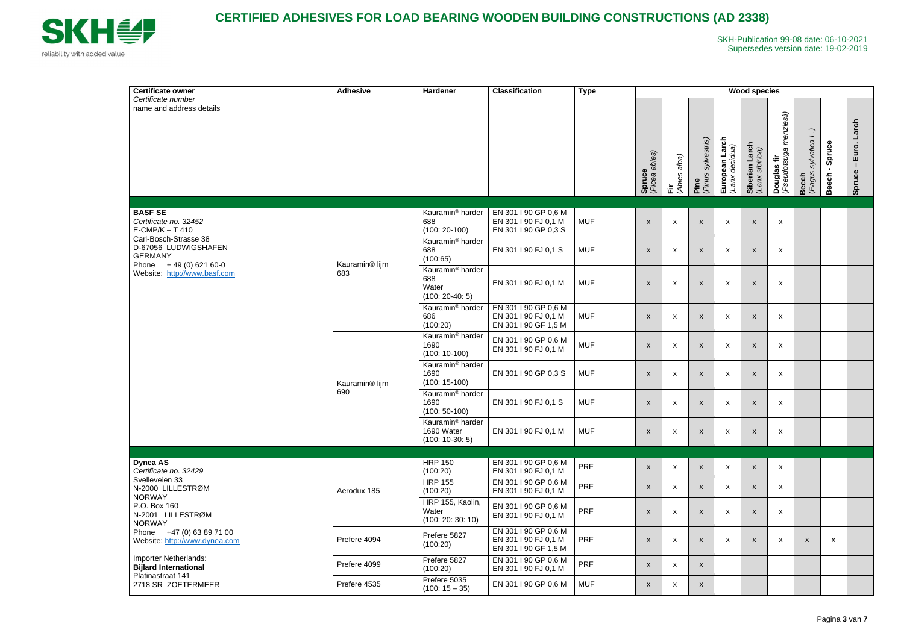# CERTIFIED ADHESIVES FOR LOAD BEARING WOODEN BUILDING CONSTRUCTIONS (AD 2338)

SKH-Publication 99-08 date: 06-10-2021
Supersedes version date: 19-02-2019

| Certificate owner *Certificate number* name and address details | Adhesive | Hardener | Classification | Type | Wood species | | | | | | | | |
|---|---|---|---|---|---|---|---|---|---|---|---|---|---|
| | | | | | **Spruce** *(Picea abies)* | **Fir** *(Abies alba)* | **Pine** *(Pinus sylvestris)* | **European Larch** *(Larix decidua)* | **Siberian Larch** *(Larix sibirica)* | **Douglas fir** *(Pseudotsuga menziesii)* | **Beech** *(Fagus sylvatica L.)* | **Beech - Spruce** | **Spruce – Euro. Larch** |
| **BASF SE** *Certificate no. 32452* E-CMP/K – T 410 Carl-Bosch-Strasse 38 D-67056 LUDWIGSHAFEN GERMANY Phone + 49 (0) 621 60-0 Website: http://www.basf.com | Kauramin® lijm 683 | Kauramin® harder 688 (100: 20-100) | EN 301 I 90 GP 0,6 M EN 301 I 90 FJ 0,1 M EN 301 I 90 GP 0,3 S | MUF | x | x | x | x | x | x | | | |
| | | Kauramin® harder 688 (100:65) | EN 301 I 90 FJ 0,1 S | MUF | x | x | x | x | x | x | | | |
| | | Kauramin® harder 688 Water (100: 20-40: 5) | EN 301 I 90 FJ 0,1 M | MUF | x | x | x | x | x | x | | | |
| | | Kauramin® harder 686 (100:20) | EN 301 I 90 GP 0,6 M EN 301 I 90 FJ 0,1 M EN 301 I 90 GF 1,5 M | MUF | x | x | x | x | x | x | | | |
| | Kauramin® lijm 690 | Kauramin® harder 1690 (100: 10-100) | EN 301 I 90 GP 0,6 M EN 301 I 90 FJ 0,1 M | MUF | x | x | x | x | x | x | | | |
| | | Kauramin® harder 1690 (100: 15-100) | EN 301 I 90 GP 0,3 S | MUF | x | x | x | x | x | x | | | |
| | | Kauramin® harder 1690 (100: 50-100) | EN 301 I 90 FJ 0,1 S | MUF | x | x | x | x | x | x | | | |
| | | Kauramin® harder 1690 Water (100: 10-30: 5) | EN 301 I 90 FJ 0,1 M | MUF | x | x | x | x | x | x | | | |
| **Dynea AS** *Certificate no. 32429* Svelleveien 33 N-2000 LILLESTRØM NORWAY P.O. Box 160 N-2001 LILLESTRØM NORWAY Phone +47 (0) 63 89 71 00 Website: http://www.dynea.com Importer Netherlands: **Bijlard International** Platinastraat 141 2718 SR ZOETERMEER | Aerodux 185 | HRP 150 (100:20) | EN 301 I 90 GP 0,6 M EN 301 I 90 FJ 0,1 M | PRF | x | x | x | x | x | x | | | |
| | | HRP 155 (100:20) | EN 301 I 90 GP 0,6 M EN 301 I 90 FJ 0,1 M | PRF | x | x | x | x | x | x | | | |
| | | HRP 155, Kaolin, Water (100: 20: 30: 10) | EN 301 I 90 GP 0,6 M EN 301 I 90 FJ 0,1 M | PRF | x | x | x | x | x | x | | | |
| | Prefere 4094 | Prefere 5827 (100:20) | EN 301 I 90 GP 0,6 M EN 301 I 90 FJ 0,1 M EN 301 I 90 GF 1,5 M | PRF | x | x | x | x | x | x | x | x | |
| | Prefere 4099 | Prefere 5827 (100:20) | EN 301 I 90 GP 0,6 M EN 301 I 90 FJ 0,1 M | PRF | x | x | x | | | | | | |
| | Prefere 4535 | Prefere 5035 (100: 15 – 35) | EN 301 I 90 GP 0,6 M | MUF | x | x | x | | | | | | |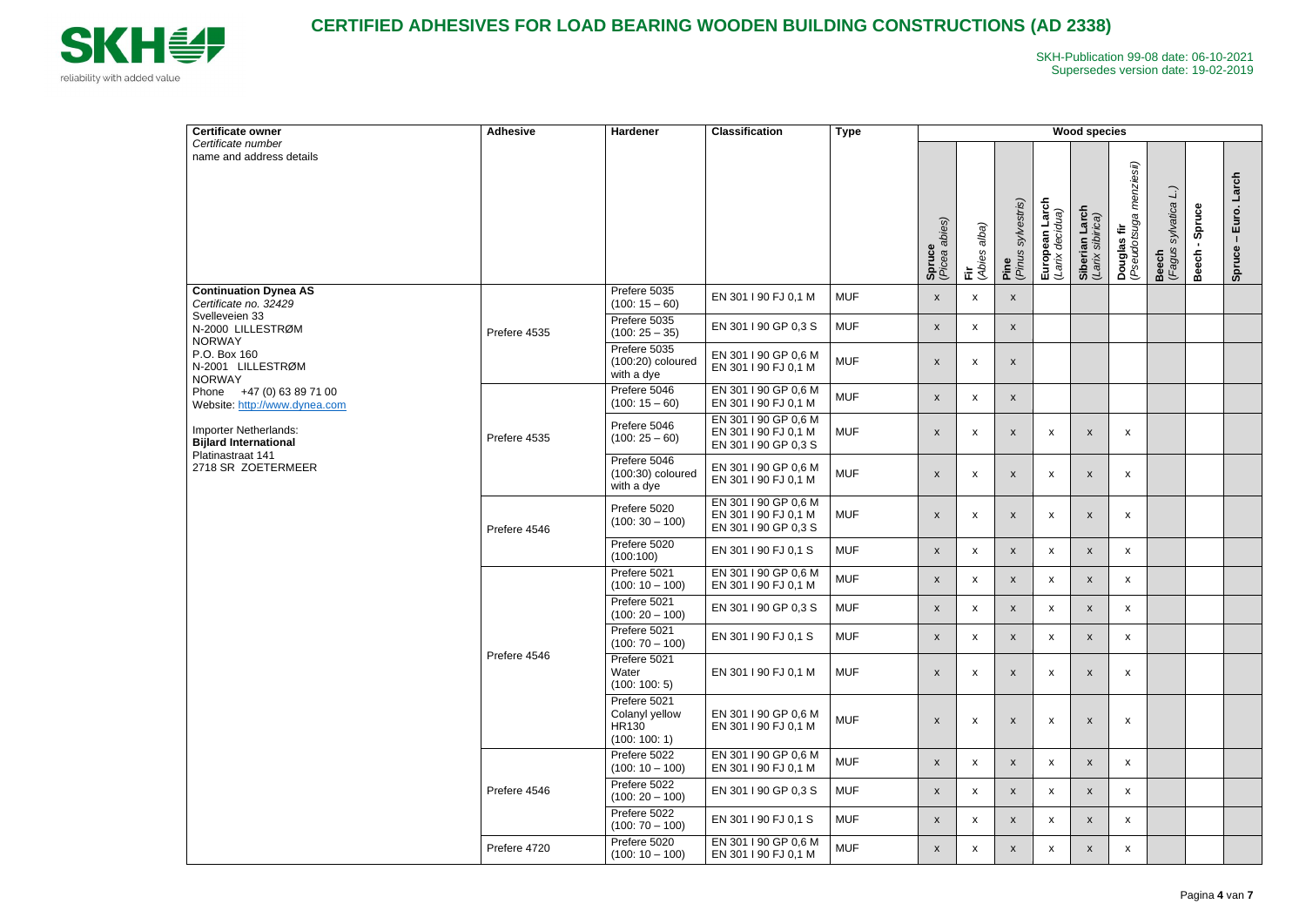# CERTIFIED ADHESIVES FOR LOAD BEARING WOODEN BUILDING CONSTRUCTIONS (AD 2338)

SKH-Publication 99-08 date: 06-10-2021
Supersedes version date: 19-02-2019

| **Certificate owner**<br>*Certificate number*<br>name and address details | **Adhesive** | **Hardener** | **Classification** | **Type** | **Wood species** | | | | | | | | |
|---|---|---|---|---|---|---|---|---|---|---|---|---|---|
| | | | | | **Spruce** (*Picea abies*) | **Fir** (*Abies alba*) | **Pine** (*Pinus sylvestris*) | **European Larch** (*Larix decidua*) | **Siberian Larch** (*Larix sibirica*) | **Douglas fir** (*Pseudotsuga menziesii*) | **Beech** (*Fagus sylvatica L.*) | **Beech - Spruce** | **Spruce – Euro. Larch** |
| **Continuation Dynea AS**<br>*Certificate no. 32429*<br>Svelleveien 33<br>N-2000 LILLESTRØM<br>NORWAY<br>P.O. Box 160<br>N-2001 LILLESTRØM<br>NORWAY<br>Phone +47 (0) 63 89 71 00<br>Website: http://www.dynea.com<br><br>Importer Netherlands:<br>**Bijlard International**<br>Platinastraat 141<br>2718 SR ZOETERMEER | Prefere 4535 | Prefere 5035 (100: 15 – 60) | EN 301 I 90 FJ 0,1 M | MUF | x | x | x | | | | | | |
| | | Prefere 5035 (100: 25 – 35) | EN 301 I 90 GP 0,3 S | MUF | x | x | x | | | | | | |
| | | Prefere 5035 (100:20) coloured with a dye | EN 301 I 90 GP 0,6 M<br>EN 301 I 90 FJ 0,1 M | MUF | x | x | x | | | | | | |
| | Prefere 4535 | Prefere 5046 (100: 15 – 60) | EN 301 I 90 GP 0,6 M<br>EN 301 I 90 FJ 0,1 M | MUF | x | x | x | | | | | | |
| | | Prefere 5046 (100: 25 – 60) | EN 301 I 90 GP 0,6 M<br>EN 301 I 90 FJ 0,1 M<br>EN 301 I 90 GP 0,3 S | MUF | x | x | x | x | x | x | | | |
| | | Prefere 5046 (100:30) coloured with a dye | EN 301 I 90 GP 0,6 M<br>EN 301 I 90 FJ 0,1 M | MUF | x | x | x | x | x | x | | | |
| | Prefere 4546 | Prefere 5020 (100: 30 – 100) | EN 301 I 90 GP 0,6 M<br>EN 301 I 90 FJ 0,1 M<br>EN 301 I 90 GP 0,3 S | MUF | x | x | x | x | x | x | | | |
| | | Prefere 5020 (100:100) | EN 301 I 90 FJ 0,1 S | MUF | x | x | x | x | x | x | | | |
| | Prefere 4546 | Prefere 5021 (100: 10 – 100) | EN 301 I 90 GP 0,6 M<br>EN 301 I 90 FJ 0,1 M | MUF | x | x | x | x | x | x | | | |
| | | Prefere 5021 (100: 20 – 100) | EN 301 I 90 GP 0,3 S | MUF | x | x | x | x | x | x | | | |
| | | Prefere 5021 (100: 70 – 100) | EN 301 I 90 FJ 0,1 S | MUF | x | x | x | x | x | x | | | |
| | | Prefere 5021 Water (100: 100: 5) | EN 301 I 90 FJ 0,1 M | MUF | x | x | x | x | x | x | | | |
| | | Prefere 5021 Colanyl yellow HR130 (100: 100: 1) | EN 301 I 90 GP 0,6 M<br>EN 301 I 90 FJ 0,1 M | MUF | x | x | x | x | x | x | | | |
| | Prefere 4546 | Prefere 5022 (100: 10 – 100) | EN 301 I 90 GP 0,6 M<br>EN 301 I 90 FJ 0,1 M | MUF | x | x | x | x | x | x | | | |
| | | Prefere 5022 (100: 20 – 100) | EN 301 I 90 GP 0,3 S | MUF | x | x | x | x | x | x | | | |
| | | Prefere 5022 (100: 70 – 100) | EN 301 I 90 FJ 0,1 S | MUF | x | x | x | x | x | x | | | |
| | Prefere 4720 | Prefere 5020 (100: 10 – 100) | EN 301 I 90 GP 0,6 M<br>EN 301 I 90 FJ 0,1 M | MUF | x | x | x | x | x | x | | | |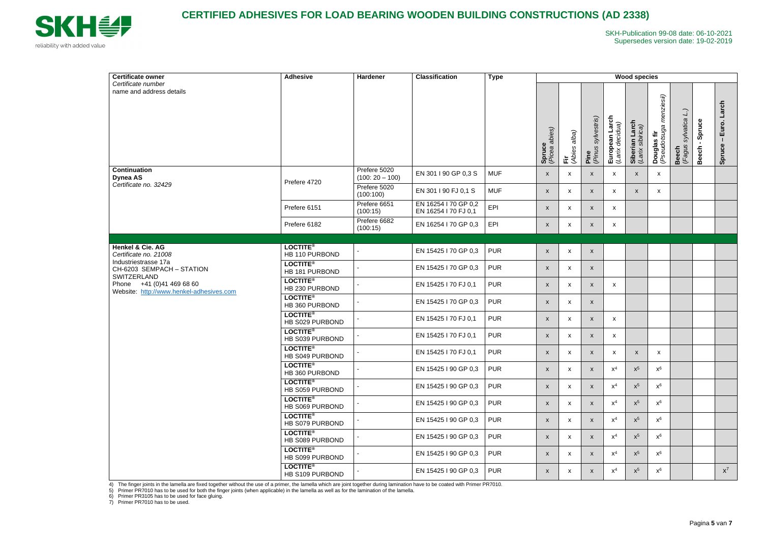# CERTIFIED ADHESIVES FOR LOAD BEARING WOODEN BUILDING CONSTRUCTIONS (AD 2338)

SKH-Publication 99-08 date: 06-10-2021
Supersedes version date: 19-02-2019

| Certificate owner *Certificate number* name and address details | Adhesive | Hardener | Classification | Type | Wood species | | | | | | | | |
|---|---|---|---|---|---|---|---|---|---|---|---|---|---|
| | | | | | **Spruce** *(Picea abies)* | **Fir** *(Abies alba)* | **Pine** *(Pinus sylvestris)* | **European Larch** *(Larix decidua)* | **Siberian Larch** *(Larix sibirica)* | **Douglas fir** *(Pseudotsuga menziesii)* | **Beech** *(Fagus sylvatica L.)* | **Beech - Spruce** | **Spruce – Euro. Larch** |
| **Continuation** **Dynea AS** *Certificate no. 32429* | Prefere 4720 | Prefere 5020 (100: 20 – 100) | EN 301 I 90 GP 0,3 S | MUF | x | x | x | x | x | x | | | |
| | | Prefere 5020 (100:100) | EN 301 I 90 FJ 0,1 S | MUF | x | x | x | x | x | x | | | |
| | Prefere 6151 | Prefere 6651 (100:15) | EN 16254 I 70 GP 0,2 EN 16254 I 70 FJ 0,1 | EPI | x | x | x | x | | | | | |
| | Prefere 6182 | Prefere 6682 (100:15) | EN 16254 I 70 GP 0,3 | EPI | x | x | x | x | | | | | |
| **Henkel & Cie. AG** *Certificate no. 21008* Industriestrasse 17a CH-6203 SEMPACH – STATION SWITZERLAND Phone +41 (0)41 469 68 60 Website: http://www.henkel-adhesives.com | **LOCTITE®** HB 110 PURBOND | - | EN 15425 I 70 GP 0,3 | PUR | x | x | x | | | | | | |
| | **LOCTITE®** HB 181 PURBOND | - | EN 15425 I 70 GP 0,3 | PUR | x | x | x | | | | | | |
| | **LOCTITE®** HB 230 PURBOND | - | EN 15425 I 70 FJ 0,1 | PUR | x | x | x | x | | | | | |
| | **LOCTITE®** HB 360 PURBOND | - | EN 15425 I 70 GP 0,3 | PUR | x | x | x | | | | | | |
| | **LOCTITE®** HB S029 PURBOND | - | EN 15425 I 70 FJ 0,1 | PUR | x | x | x | x | | | | | |
| | **LOCTITE®** HB S039 PURBOND | - | EN 15425 I 70 FJ 0,1 | PUR | x | x | x | x | | | | | |
| | **LOCTITE®** HB S049 PURBOND | - | EN 15425 I 70 FJ 0,1 | PUR | x | x | x | x | x | x | | | |
| | **LOCTITE®** HB 360 PURBOND | - | EN 15425 I 90 GP 0,3 | PUR | x | x | x | x[4] | x[5] | x[6] | | | |
| | **LOCTITE®** HB S059 PURBOND | - | EN 15425 I 90 GP 0,3 | PUR | x | x | x | x[4] | x[5] | x[6] | | | |
| | **LOCTITE®** HB S069 PURBOND | - | EN 15425 I 90 GP 0,3 | PUR | x | x | x | x[4] | x[5] | x[6] | | | |
| | **LOCTITE®** HB S079 PURBOND | - | EN 15425 I 90 GP 0,3 | PUR | x | x | x | x[4] | x[5] | x[6] | | | |
| | **LOCTITE®** HB S089 PURBOND | - | EN 15425 I 90 GP 0,3 | PUR | x | x | x | x[4] | x[5] | x[6] | | | |
| | **LOCTITE®** HB S099 PURBOND | - | EN 15425 I 90 GP 0,3 | PUR | x | x | x | x[4] | x[5] | x[6] | | | |
| | **LOCTITE®** HB S109 PURBOND | - | EN 15425 I 90 GP 0,3 | PUR | x | x | x | x[4] | x[5] | x[6] | | | x[7] |

4) The finger joints in the lamella are fixed together without the use of a primer, the lamella which are joint together during lamination have to be coated with Primer PR7010.
5) Primer PR7010 has to be used for both the finger joints (when applicable) in the lamella as well as for the lamination of the lamella.
6) Primer PR3105 has to be used for face gluing.
7) Primer PR7010 has to be used.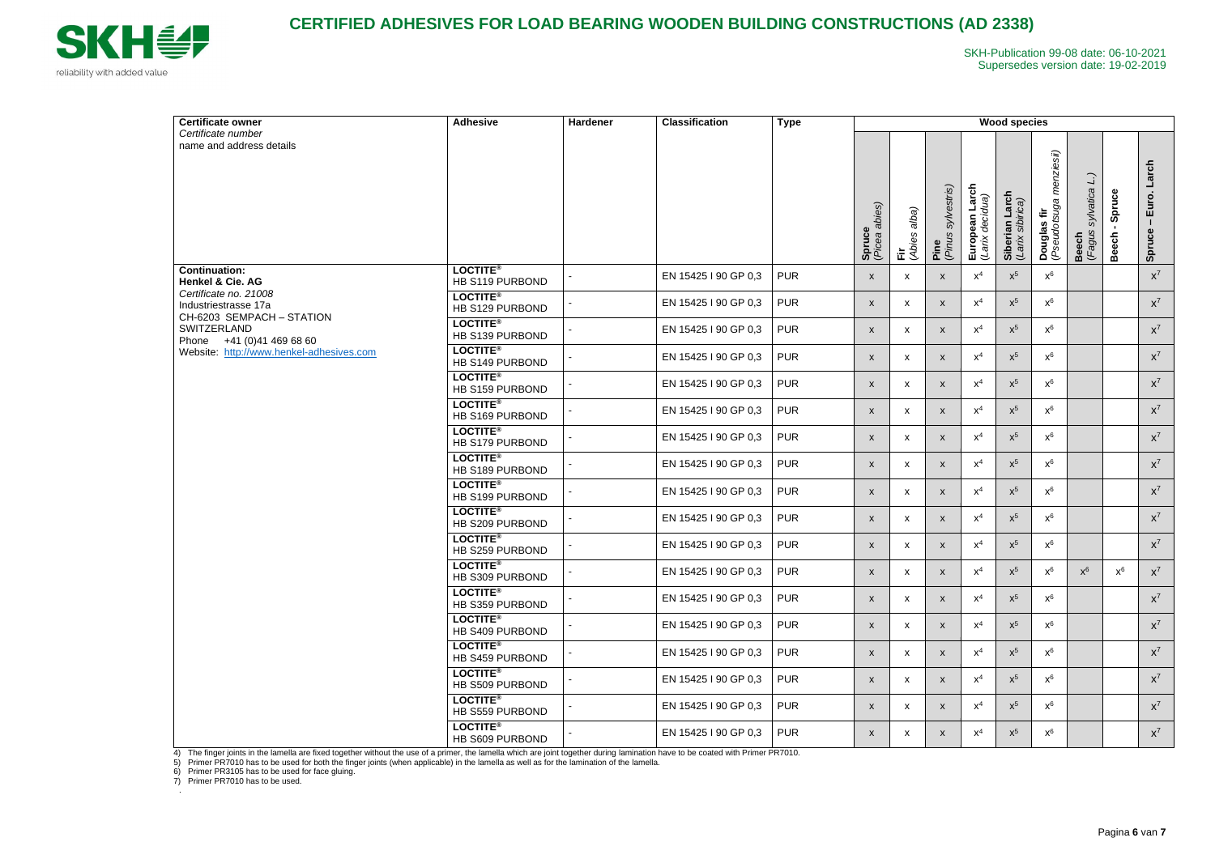# CERTIFIED ADHESIVES FOR LOAD BEARING WOODEN BUILDING CONSTRUCTIONS (AD 2338)

SKH-Publication 99-08 date: 06-10-2021
Supersedes version date: 19-02-2019

| Certificate owner *Certificate number* name and address details | Adhesive | Hardener | Classification | Type | Wood species | | | | | | | | |
|---|---|---|---|---|---|---|---|---|---|---|---|---|---|
| | | | | | Spruce *(Picea abies)* | Fir *(Abies alba)* | Pine *(Pinus sylvestris)* | European Larch *(Larix decidua)* | Siberian Larch *(Larix sibirica)* | Douglas fir *(Pseudotsuga menziesii)* | Beech *(Fagus sylvatica L.)* | Beech - Spruce | Spruce – Euro. Larch |
| **Continuation: Henkel & Cie. AG** *Certificate no. 21008* Industriestrasse 17a CH-6203 SEMPACH – STATION SWITZERLAND Phone +41 (0)41 469 68 60 Website: http://www.henkel-adhesives.com | **LOCTITE®** HB S119 PURBOND | - | EN 15425 I 90 GP 0,3 | PUR | x | x | x | x[4] | x[5] | x[6] | | | x[7] |
| | **LOCTITE®** HB S129 PURBOND | - | EN 15425 I 90 GP 0,3 | PUR | x | x | x | x[4] | x[5] | x[6] | | | x[7] |
| | **LOCTITE®** HB S139 PURBOND | - | EN 15425 I 90 GP 0,3 | PUR | x | x | x | x[4] | x[5] | x[6] | | | x[7] |
| | **LOCTITE®** HB S149 PURBOND | - | EN 15425 I 90 GP 0,3 | PUR | x | x | x | x[4] | x[5] | x[6] | | | x[7] |
| | **LOCTITE®** HB S159 PURBOND | - | EN 15425 I 90 GP 0,3 | PUR | x | x | x | x[4] | x[5] | x[6] | | | x[7] |
| | **LOCTITE®** HB S169 PURBOND | - | EN 15425 I 90 GP 0,3 | PUR | x | x | x | x[4] | x[5] | x[6] | | | x[7] |
| | **LOCTITE®** HB S179 PURBOND | - | EN 15425 I 90 GP 0,3 | PUR | x | x | x | x[4] | x[5] | x[6] | | | x[7] |
| | **LOCTITE®** HB S189 PURBOND | - | EN 15425 I 90 GP 0,3 | PUR | x | x | x | x[4] | x[5] | x[6] | | | x[7] |
| | **LOCTITE®** HB S199 PURBOND | - | EN 15425 I 90 GP 0,3 | PUR | x | x | x | x[4] | x[5] | x[6] | | | x[7] |
| | **LOCTITE®** HB S209 PURBOND | - | EN 15425 I 90 GP 0,3 | PUR | x | x | x | x[4] | x[5] | x[6] | | | x[7] |
| | **LOCTITE®** HB S259 PURBOND | - | EN 15425 I 90 GP 0,3 | PUR | x | x | x | x[4] | x[5] | x[6] | | | x[7] |
| | **LOCTITE®** HB S309 PURBOND | - | EN 15425 I 90 GP 0,3 | PUR | x | x | x | x[4] | x[5] | x[6] | x[6] | x[6] | x[7] |
| | **LOCTITE®** HB S359 PURBOND | - | EN 15425 I 90 GP 0,3 | PUR | x | x | x | x[4] | x[5] | x[6] | | | x[7] |
| | **LOCTITE®** HB S409 PURBOND | - | EN 15425 I 90 GP 0,3 | PUR | x | x | x | x[4] | x[5] | x[6] | | | x[7] |
| | **LOCTITE®** HB S459 PURBOND | - | EN 15425 I 90 GP 0,3 | PUR | x | x | x | x[4] | x[5] | x[6] | | | x[7] |
| | **LOCTITE®** HB S509 PURBOND | - | EN 15425 I 90 GP 0,3 | PUR | x | x | x | x[4] | x[5] | x[6] | | | x[7] |
| | **LOCTITE®** HB S559 PURBOND | - | EN 15425 I 90 GP 0,3 | PUR | x | x | x | x[4] | x[5] | x[6] | | | x[7] |
| | **LOCTITE®** HB S609 PURBOND | - | EN 15425 I 90 GP 0,3 | PUR | x | x | x | x[4] | x[5] | x[6] | | | x[7] |

4) The finger joints in the lamella are fixed together without the use of a primer, the lamella which are joint together during lamination have to be coated with Primer PR7010.
5) Primer PR7010 has to be used for both the finger joints (when applicable) in the lamella as well as for the lamination of the lamella.
6) Primer PR3105 has to be used for face gluing.
7) Primer PR7010 has to be used.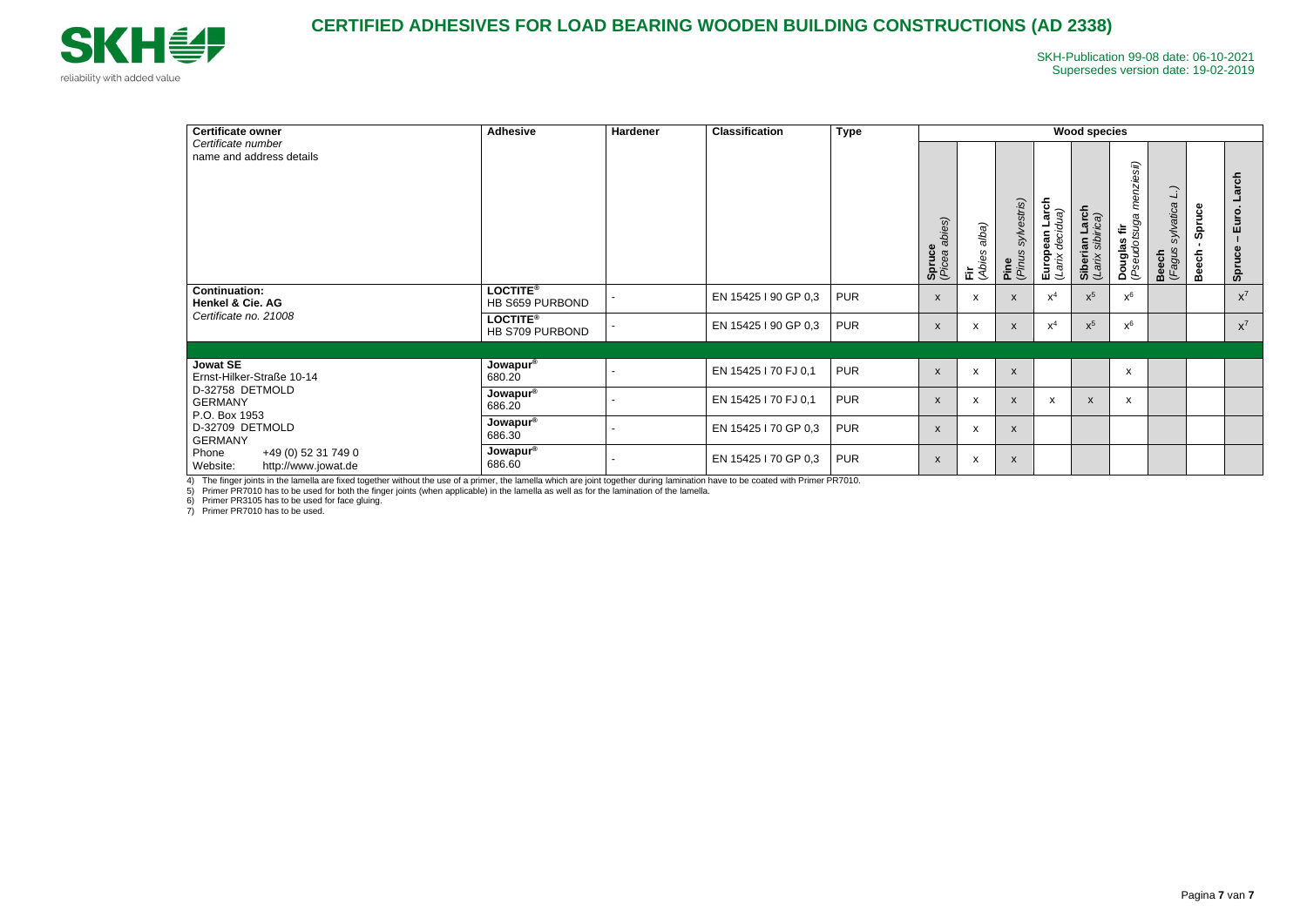# CERTIFIED ADHESIVES FOR LOAD BEARING WOODEN BUILDING CONSTRUCTIONS (AD 2338)

SKH-Publication 99-08 date: 06-10-2021
Supersedes version date: 19-02-2019

| **Certificate owner** *Certificate number* name and address details | **Adhesive** | **Hardener** | **Classification** | **Type** | **Wood species** | | | | | | | | |
|---|---|---|---|---|---|---|---|---|---|---|---|---|---|
| | | | | | **Spruce** *(Picea abies)* | **Fir** *(Abies alba)* | **Pine** *(Pinus sylvestris)* | **European Larch** *(Larix decidua)* | **Siberian Larch** *(Larix sibirica)* | **Douglas fir** *(Pseudotsuga menziesii)* | **Beech** *(Fagus sylvatica L.)* | **Beech - Spruce** | **Spruce – Euro. Larch** |
| **Continuation: Henkel & Cie. AG** *Certificate no. 21008* | **LOCTITE®** HB S659 PURBOND | - | EN 15425 I 90 GP 0,3 | PUR | x | x | x | x[4] | x[5] | x[6] | | | x[7] |
| | **LOCTITE®** HB S709 PURBOND | - | EN 15425 I 90 GP 0,3 | PUR | x | x | x | x[4] | x[5] | x[6] | | | x[7] |
| | | | | | | | | | | | | | |
| **Jowat SE** Ernst-Hilker-Straße 10-14 D-32758 DETMOLD GERMANY P.O. Box 1953 D-32709 DETMOLD GERMANY Phone +49 (0) 52 31 749 0 Website: http://www.jowat.de | **Jowapur®** 680.20 | - | EN 15425 I 70 FJ 0,1 | PUR | x | x | x | | | x | | | |
| | **Jowapur®** 686.20 | - | EN 15425 I 70 FJ 0,1 | PUR | x | x | x | x | x | x | | | |
| | **Jowapur®** 686.30 | - | EN 15425 I 70 GP 0,3 | PUR | x | x | x | | | | | | |
| | **Jowapur®** 686.60 | - | EN 15425 I 70 GP 0,3 | PUR | x | x | x | | | | | | |

4) The finger joints in the lamella are fixed together without the use of a primer, the lamella which are joint together during lamination have to be coated with Primer PR7010.
5) Primer PR7010 has to be used for both the finger joints (when applicable) in the lamella as well as for the lamination of the lamella.
6) Primer PR3105 has to be used for face gluing.
7) Primer PR7010 has to be used.